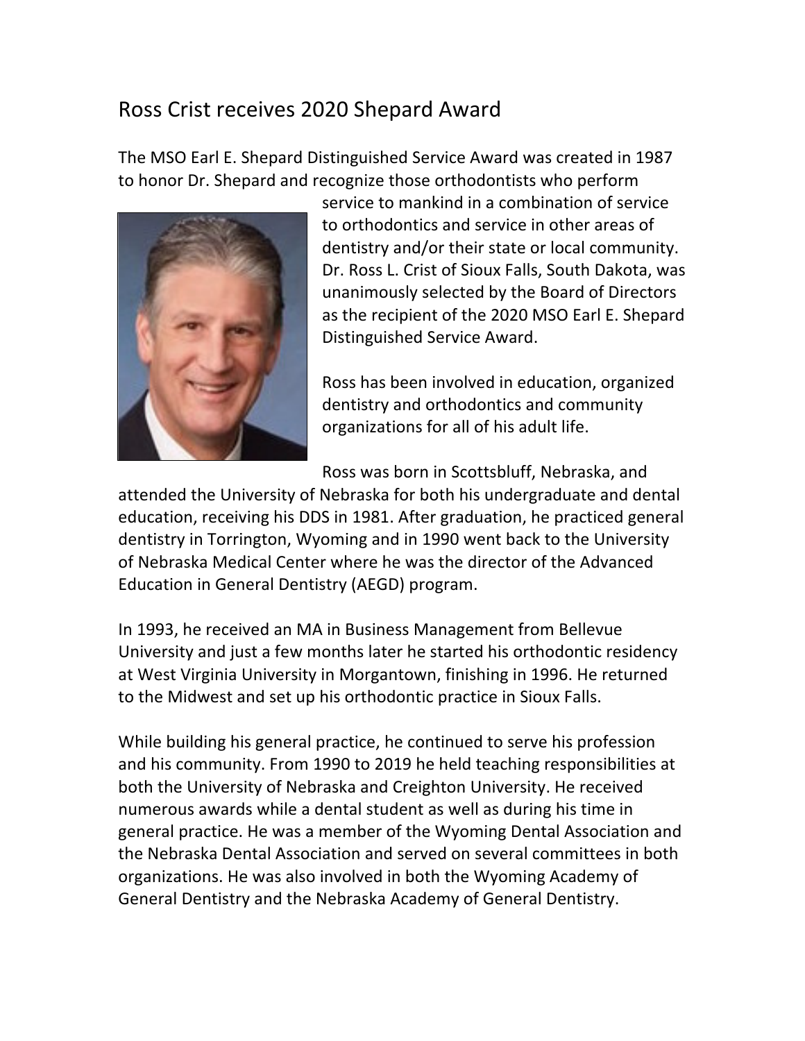# Ross Crist receives 2020 Shepard Award

The MSO Earl E. Shepard Distinguished Service Award was created in 1987 to honor Dr. Shepard and recognize those orthodontists who perform service to mankind in a combination of service to orthodontics and service in other areas of dentistry and/or their state or local community. Dr. Ross L. Crist of Sioux Falls, South Dakota, was unanimously selected by the Board of Directors as the recipient of the 2020 MSO Earl E. Shepard Distinguished Service Award.

Ross has been involved in education, organized dentistry and orthodontics and community organizations for all of his adult life.

Ross was born in Scottsbluff, Nebraska, and attended the University of Nebraska for both his undergraduate and dental education, receiving his DDS in 1981. After graduation, he practiced general dentistry in Torrington, Wyoming and in 1990 went back to the University of Nebraska Medical Center where he was the director of the Advanced Education in General Dentistry (AEGD) program.

In 1993, he received an MA in Business Management from Bellevue University and just a few months later he started his orthodontic residency at West Virginia University in Morgantown, finishing in 1996. He returned to the Midwest and set up his orthodontic practice in Sioux Falls.

While building his general practice, he continued to serve his profession and his community. From 1990 to 2019 he held teaching responsibilities at both the University of Nebraska and Creighton University. He received numerous awards while a dental student as well as during his time in general practice. He was a member of the Wyoming Dental Association and the Nebraska Dental Association and served on several committees in both organizations. He was also involved in both the Wyoming Academy of General Dentistry and the Nebraska Academy of General Dentistry.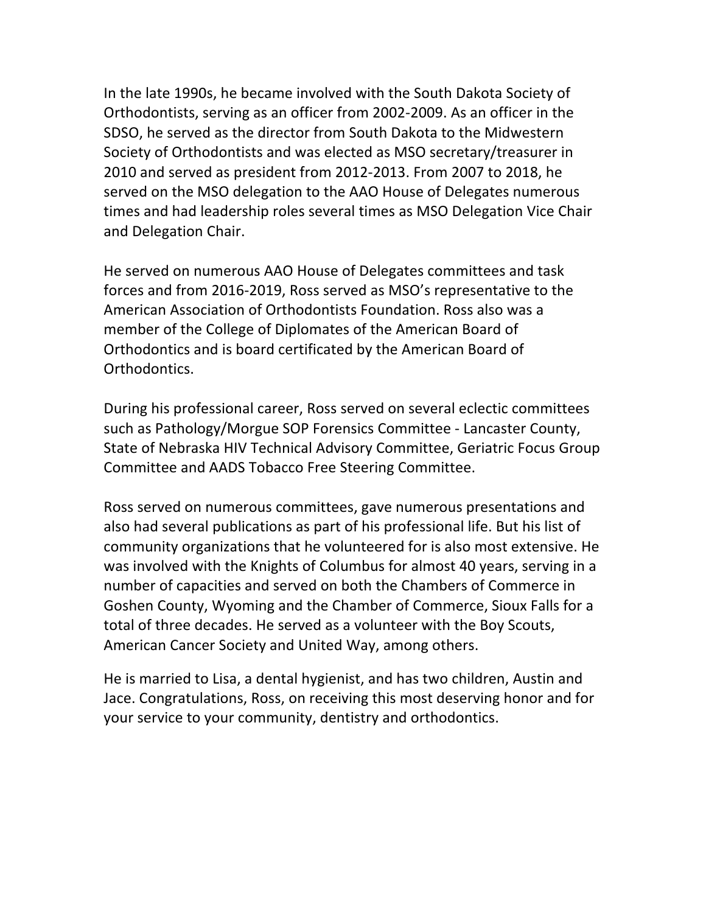In the late 1990s, he became involved with the South Dakota Society of Orthodontists, serving as an officer from 2002-2009. As an officer in the SDSO, he served as the director from South Dakota to the Midwestern Society of Orthodontists and was elected as MSO secretary/treasurer in 2010 and served as president from 2012-2013. From 2007 to 2018, he served on the MSO delegation to the AAO House of Delegates numerous times and had leadership roles several times as MSO Delegation Vice Chair and Delegation Chair.

He served on numerous AAO House of Delegates committees and task forces and from 2016-2019, Ross served as MSO's representative to the American Association of Orthodontists Foundation. Ross also was a member of the College of Diplomates of the American Board of Orthodontics and is board certificated by the American Board of Orthodontics.

During his professional career, Ross served on several eclectic committees such as Pathology/Morgue SOP Forensics Committee - Lancaster County, State of Nebraska HIV Technical Advisory Committee, Geriatric Focus Group Committee and AADS Tobacco Free Steering Committee.

Ross served on numerous committees, gave numerous presentations and also had several publications as part of his professional life. But his list of community organizations that he volunteered for is also most extensive. He was involved with the Knights of Columbus for almost 40 years, serving in a number of capacities and served on both the Chambers of Commerce in Goshen County, Wyoming and the Chamber of Commerce, Sioux Falls for a total of three decades. He served as a volunteer with the Boy Scouts, American Cancer Society and United Way, among others.

He is married to Lisa, a dental hygienist, and has two children, Austin and Jace. Congratulations, Ross, on receiving this most deserving honor and for your service to your community, dentistry and orthodontics.